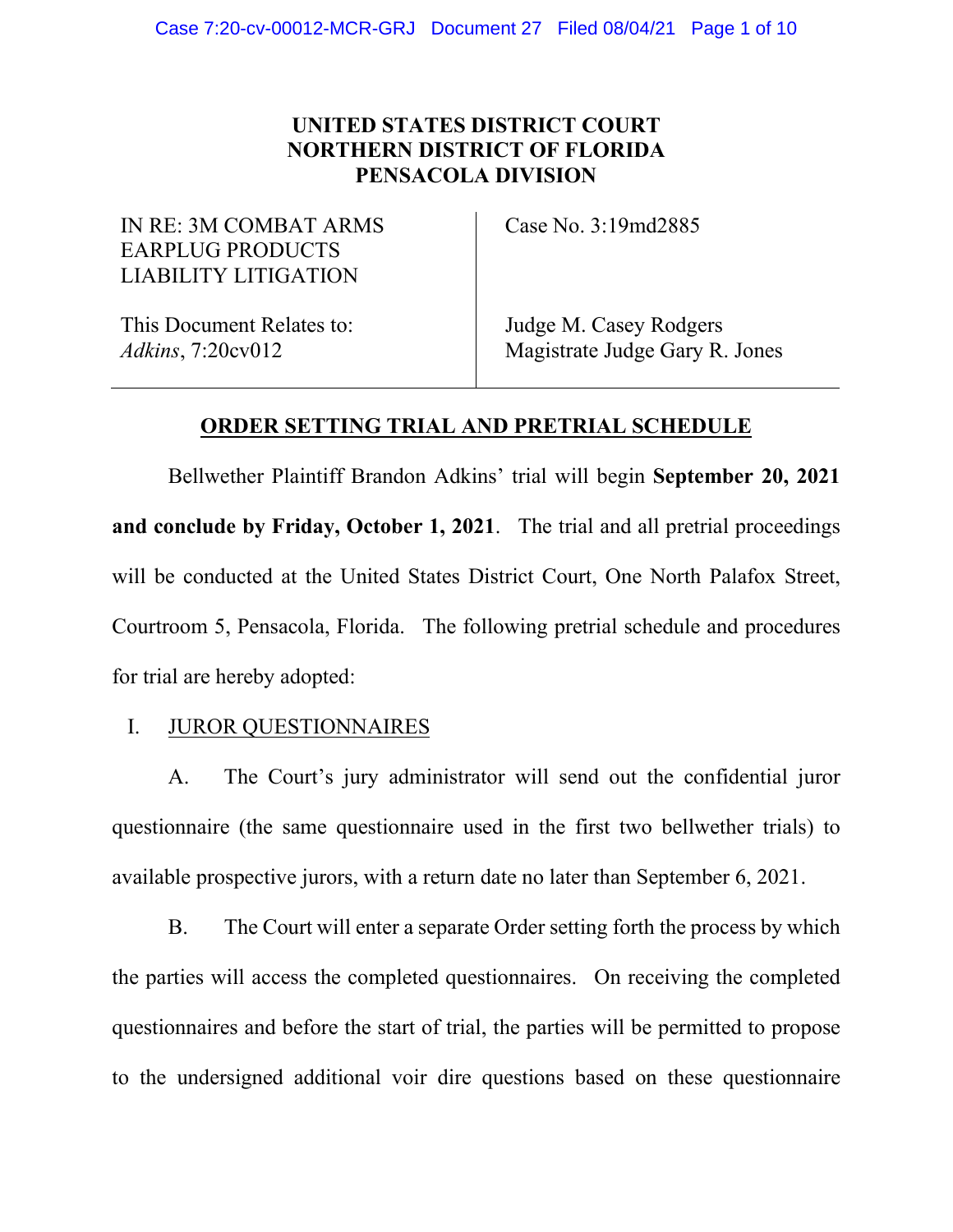**UNITED STATES DISTRICT COURT**
**NORTHERN DISTRICT OF FLORIDA**
**PENSACOLA DIVISION**

| | |
|---|---|
| IN RE: 3M COMBAT ARMS EARPLUG PRODUCTS LIABILITY LITIGATION | Case No. 3:19md2885 |
| This Document Relates to: *Adkins*, 7:20cv012 | Judge M. Casey Rodgers<br>Magistrate Judge Gary R. Jones |

## ORDER SETTING TRIAL AND PRETRIAL SCHEDULE

Bellwether Plaintiff Brandon Adkins' trial will begin **September 20, 2021 and conclude by Friday, October 1, 2021**. The trial and all pretrial proceedings will be conducted at the United States District Court, One North Palafox Street, Courtroom 5, Pensacola, Florida. The following pretrial schedule and procedures for trial are hereby adopted:

I. JUROR QUESTIONNAIRES

A. The Court's jury administrator will send out the confidential juror questionnaire (the same questionnaire used in the first two bellwether trials) to available prospective jurors, with a return date no later than September 6, 2021.

B. The Court will enter a separate Order setting forth the process by which the parties will access the completed questionnaires. On receiving the completed questionnaires and before the start of trial, the parties will be permitted to propose to the undersigned additional voir dire questions based on these questionnaire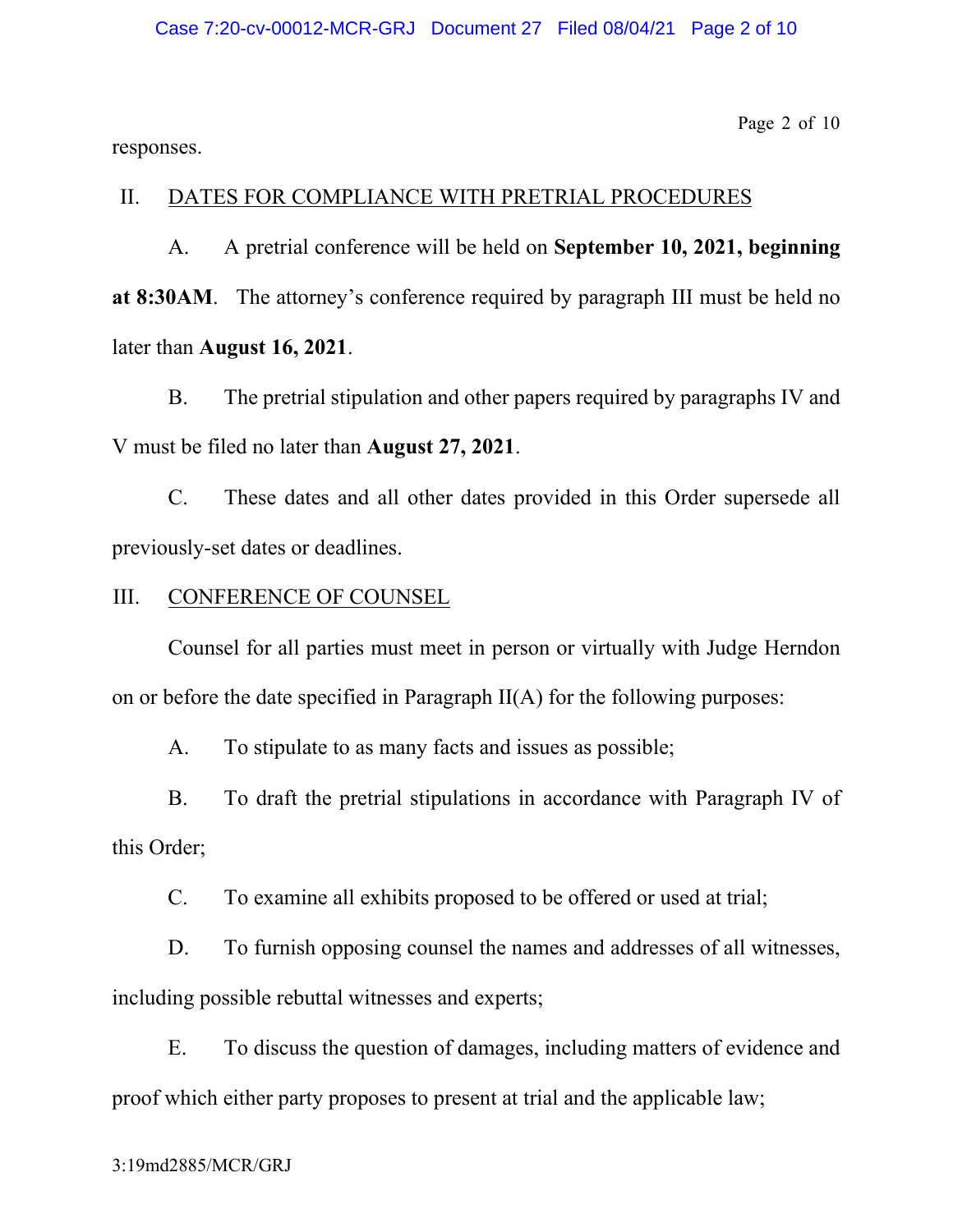responses.

## II. DATES FOR COMPLIANCE WITH PRETRIAL PROCEDURES

A. A pretrial conference will be held on **September 10, 2021, beginning at 8:30AM**. The attorney's conference required by paragraph III must be held no later than **August 16, 2021**.

B. The pretrial stipulation and other papers required by paragraphs IV and V must be filed no later than **August 27, 2021**.

C. These dates and all other dates provided in this Order supersede all previously-set dates or deadlines.

## III. CONFERENCE OF COUNSEL

Counsel for all parties must meet in person or virtually with Judge Herndon on or before the date specified in Paragraph II(A) for the following purposes:

A. To stipulate to as many facts and issues as possible;

B. To draft the pretrial stipulations in accordance with Paragraph IV of this Order;

C. To examine all exhibits proposed to be offered or used at trial;

D. To furnish opposing counsel the names and addresses of all witnesses, including possible rebuttal witnesses and experts;

E. To discuss the question of damages, including matters of evidence and proof which either party proposes to present at trial and the applicable law;

3:19md2885/MCR/GRJ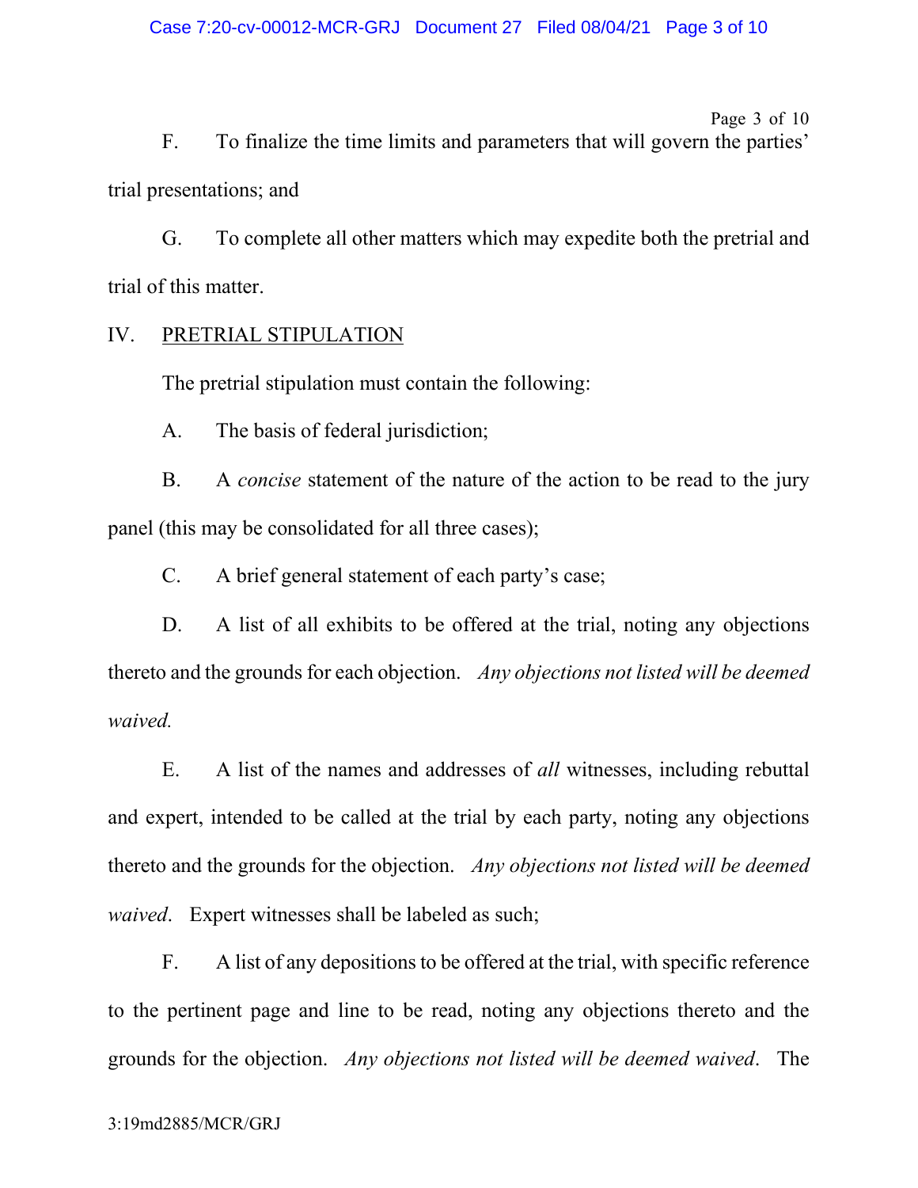F. To finalize the time limits and parameters that will govern the parties' trial presentations; and

G. To complete all other matters which may expedite both the pretrial and trial of this matter.

## IV. <u>PRETRIAL STIPULATION</u>

The pretrial stipulation must contain the following:

A. The basis of federal jurisdiction;

B. A *concise* statement of the nature of the action to be read to the jury panel (this may be consolidated for all three cases);

C. A brief general statement of each party's case;

D. A list of all exhibits to be offered at the trial, noting any objections thereto and the grounds for each objection. *Any objections not listed will be deemed waived.*

E. A list of the names and addresses of *all* witnesses, including rebuttal and expert, intended to be called at the trial by each party, noting any objections thereto and the grounds for the objection. *Any objections not listed will be deemed waived*. Expert witnesses shall be labeled as such;

F. A list of any depositions to be offered at the trial, with specific reference to the pertinent page and line to be read, noting any objections thereto and the grounds for the objection. *Any objections not listed will be deemed waived*. The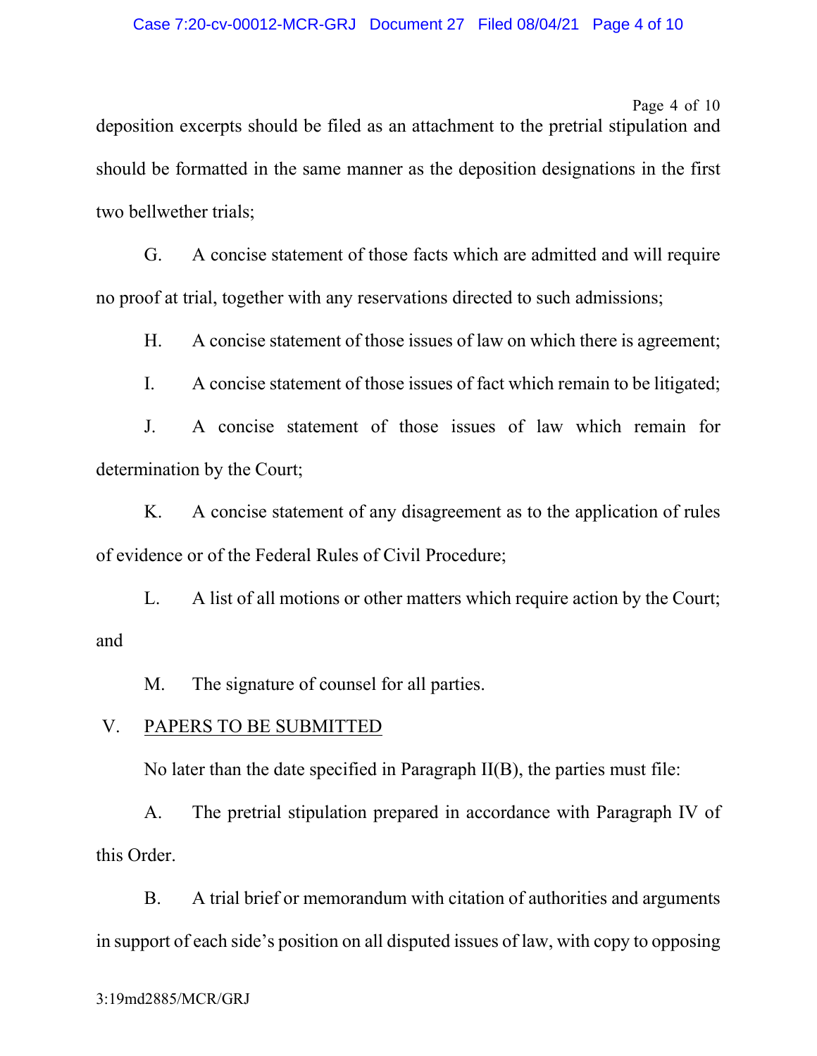deposition excerpts should be filed as an attachment to the pretrial stipulation and should be formatted in the same manner as the deposition designations in the first two bellwether trials;

G. A concise statement of those facts which are admitted and will require no proof at trial, together with any reservations directed to such admissions;

H. A concise statement of those issues of law on which there is agreement;

I. A concise statement of those issues of fact which remain to be litigated;

J. A concise statement of those issues of law which remain for determination by the Court;

K. A concise statement of any disagreement as to the application of rules of evidence or of the Federal Rules of Civil Procedure;

L. A list of all motions or other matters which require action by the Court; and

M. The signature of counsel for all parties.

## V. PAPERS TO BE SUBMITTED

No later than the date specified in Paragraph II(B), the parties must file:

A. The pretrial stipulation prepared in accordance with Paragraph IV of this Order.

B. A trial brief or memorandum with citation of authorities and arguments in support of each side's position on all disputed issues of law, with copy to opposing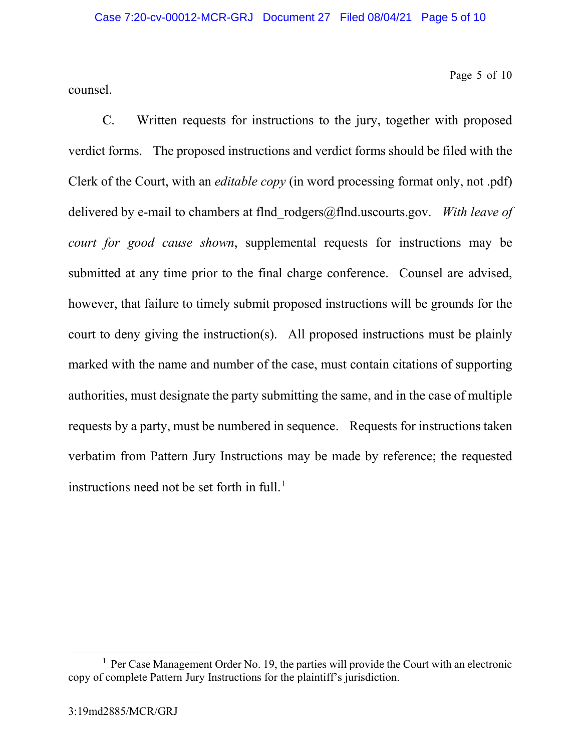counsel.

C. Written requests for instructions to the jury, together with proposed verdict forms. The proposed instructions and verdict forms should be filed with the Clerk of the Court, with an *editable copy* (in word processing format only, not .pdf) delivered by e-mail to chambers at flnd_rodgers@flnd.uscourts.gov. *With leave of court for good cause shown*, supplemental requests for instructions may be submitted at any time prior to the final charge conference. Counsel are advised, however, that failure to timely submit proposed instructions will be grounds for the court to deny giving the instruction(s). All proposed instructions must be plainly marked with the name and number of the case, must contain citations of supporting authorities, must designate the party submitting the same, and in the case of multiple requests by a party, must be numbered in sequence. Requests for instructions taken verbatim from Pattern Jury Instructions may be made by reference; the requested instructions need not be set forth in full.[1]

[1] Per Case Management Order No. 19, the parties will provide the Court with an electronic copy of complete Pattern Jury Instructions for the plaintiff's jurisdiction.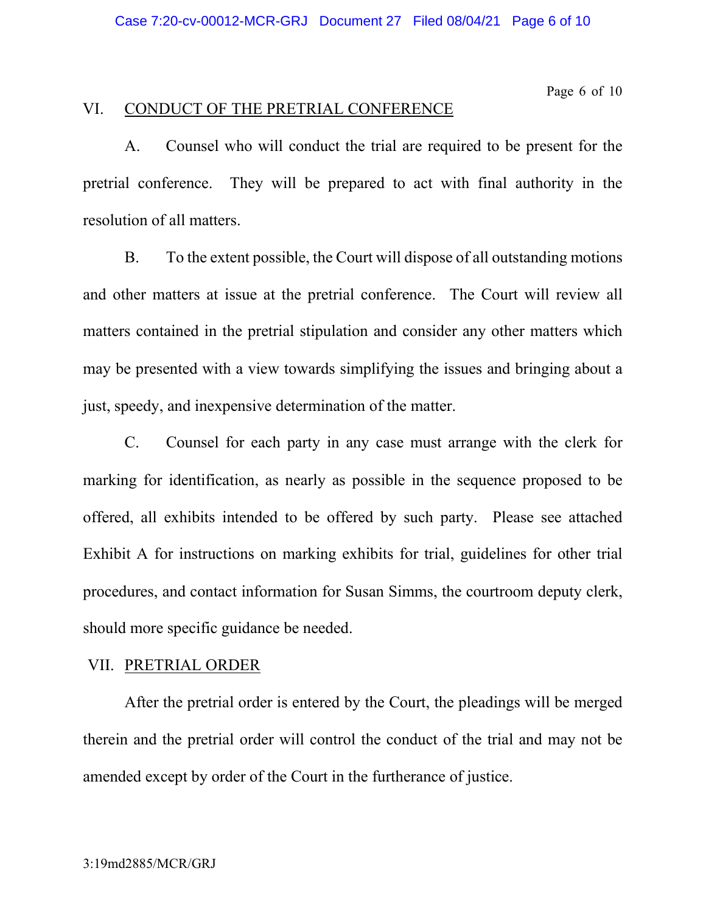## VI. CONDUCT OF THE PRETRIAL CONFERENCE

A. Counsel who will conduct the trial are required to be present for the pretrial conference. They will be prepared to act with final authority in the resolution of all matters.

B. To the extent possible, the Court will dispose of all outstanding motions and other matters at issue at the pretrial conference. The Court will review all matters contained in the pretrial stipulation and consider any other matters which may be presented with a view towards simplifying the issues and bringing about a just, speedy, and inexpensive determination of the matter.

C. Counsel for each party in any case must arrange with the clerk for marking for identification, as nearly as possible in the sequence proposed to be offered, all exhibits intended to be offered by such party. Please see attached Exhibit A for instructions on marking exhibits for trial, guidelines for other trial procedures, and contact information for Susan Simms, the courtroom deputy clerk, should more specific guidance be needed.

## VII. PRETRIAL ORDER

After the pretrial order is entered by the Court, the pleadings will be merged therein and the pretrial order will control the conduct of the trial and may not be amended except by order of the Court in the furtherance of justice.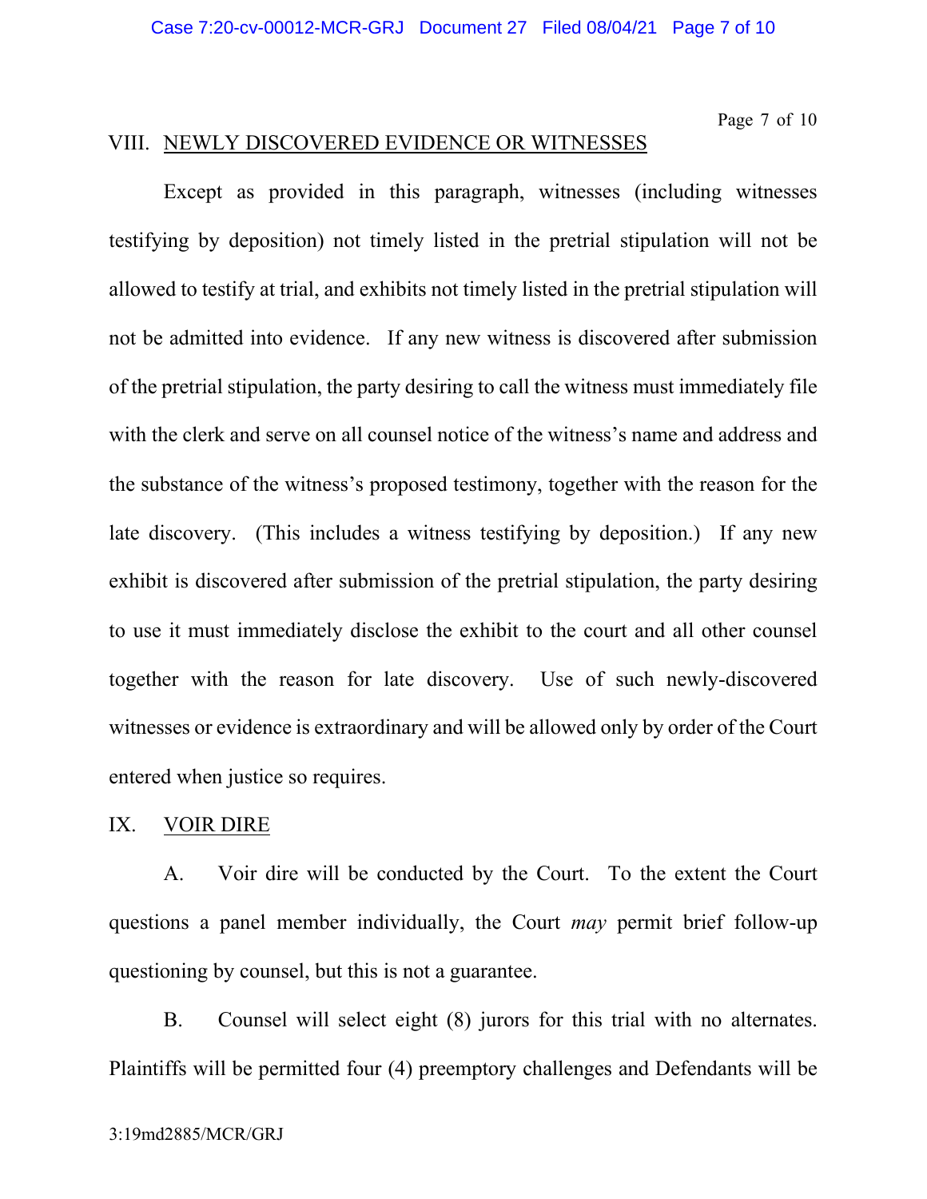## VIII. NEWLY DISCOVERED EVIDENCE OR WITNESSES

Except as provided in this paragraph, witnesses (including witnesses testifying by deposition) not timely listed in the pretrial stipulation will not be allowed to testify at trial, and exhibits not timely listed in the pretrial stipulation will not be admitted into evidence. If any new witness is discovered after submission of the pretrial stipulation, the party desiring to call the witness must immediately file with the clerk and serve on all counsel notice of the witness's name and address and the substance of the witness's proposed testimony, together with the reason for the late discovery. (This includes a witness testifying by deposition.) If any new exhibit is discovered after submission of the pretrial stipulation, the party desiring to use it must immediately disclose the exhibit to the court and all other counsel together with the reason for late discovery. Use of such newly-discovered witnesses or evidence is extraordinary and will be allowed only by order of the Court entered when justice so requires.

## IX. VOIR DIRE

A. Voir dire will be conducted by the Court. To the extent the Court questions a panel member individually, the Court *may* permit brief follow-up questioning by counsel, but this is not a guarantee.

B. Counsel will select eight (8) jurors for this trial with no alternates. Plaintiffs will be permitted four (4) preemptory challenges and Defendants will be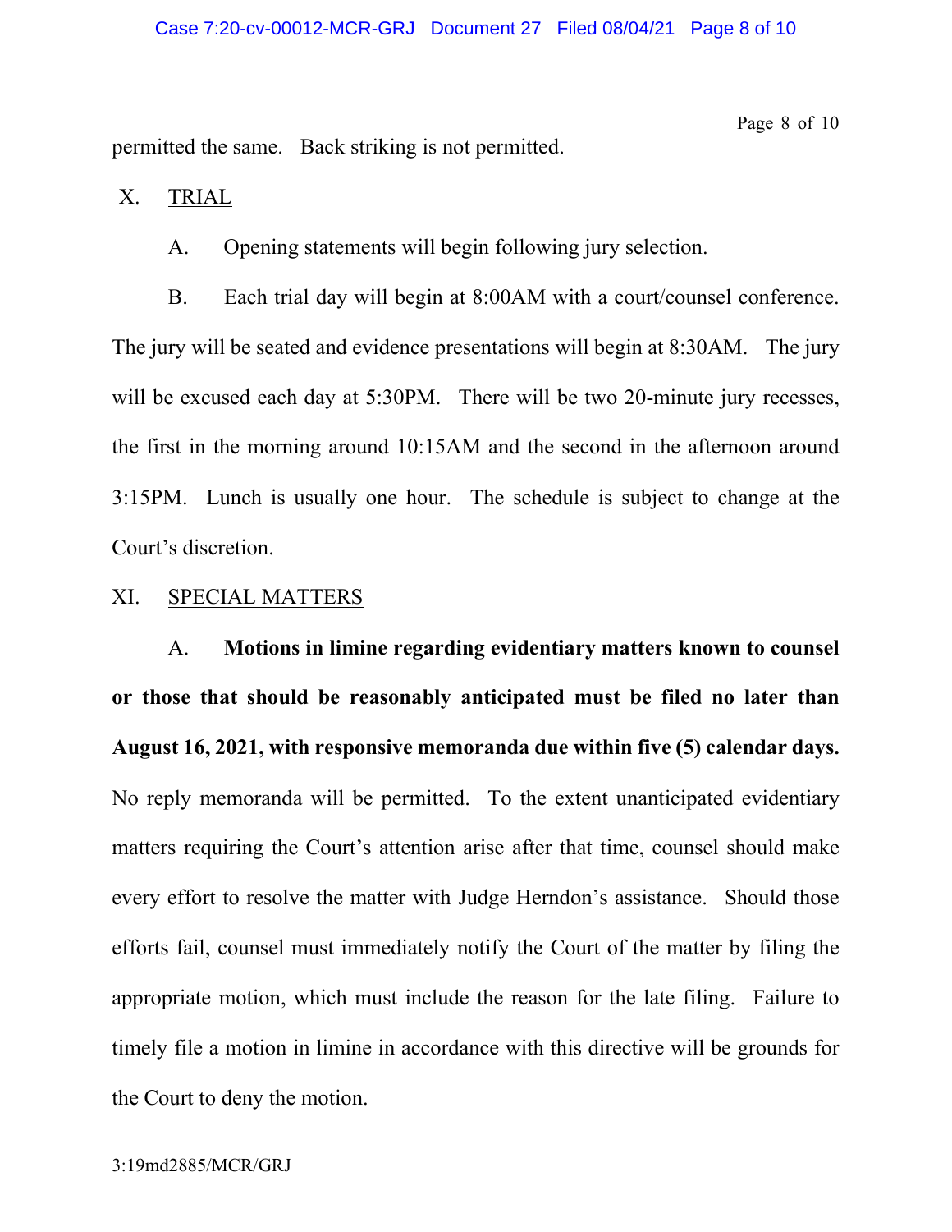permitted the same. Back striking is not permitted.

## X. TRIAL

A. Opening statements will begin following jury selection.

B. Each trial day will begin at 8:00AM with a court/counsel conference. The jury will be seated and evidence presentations will begin at 8:30AM. The jury will be excused each day at 5:30PM. There will be two 20-minute jury recesses, the first in the morning around 10:15AM and the second in the afternoon around 3:15PM. Lunch is usually one hour. The schedule is subject to change at the Court's discretion.

## XI. SPECIAL MATTERS

A. **Motions in limine regarding evidentiary matters known to counsel or those that should be reasonably anticipated must be filed no later than August 16, 2021, with responsive memoranda due within five (5) calendar days.** No reply memoranda will be permitted. To the extent unanticipated evidentiary matters requiring the Court's attention arise after that time, counsel should make every effort to resolve the matter with Judge Herndon's assistance. Should those efforts fail, counsel must immediately notify the Court of the matter by filing the appropriate motion, which must include the reason for the late filing. Failure to timely file a motion in limine in accordance with this directive will be grounds for the Court to deny the motion.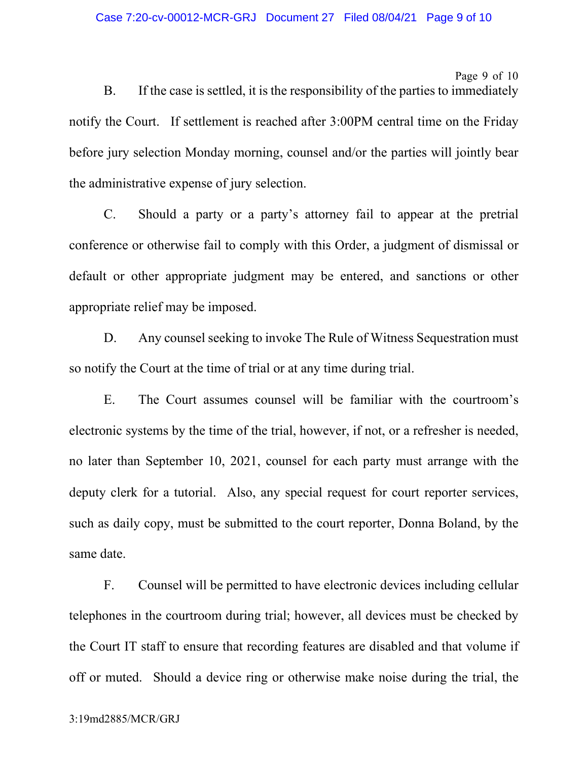B. If the case is settled, it is the responsibility of the parties to immediately notify the Court. If settlement is reached after 3:00PM central time on the Friday before jury selection Monday morning, counsel and/or the parties will jointly bear the administrative expense of jury selection.

C. Should a party or a party's attorney fail to appear at the pretrial conference or otherwise fail to comply with this Order, a judgment of dismissal or default or other appropriate judgment may be entered, and sanctions or other appropriate relief may be imposed.

D. Any counsel seeking to invoke The Rule of Witness Sequestration must so notify the Court at the time of trial or at any time during trial.

E. The Court assumes counsel will be familiar with the courtroom's electronic systems by the time of the trial, however, if not, or a refresher is needed, no later than September 10, 2021, counsel for each party must arrange with the deputy clerk for a tutorial. Also, any special request for court reporter services, such as daily copy, must be submitted to the court reporter, Donna Boland, by the same date.

F. Counsel will be permitted to have electronic devices including cellular telephones in the courtroom during trial; however, all devices must be checked by the Court IT staff to ensure that recording features are disabled and that volume if off or muted. Should a device ring or otherwise make noise during the trial, the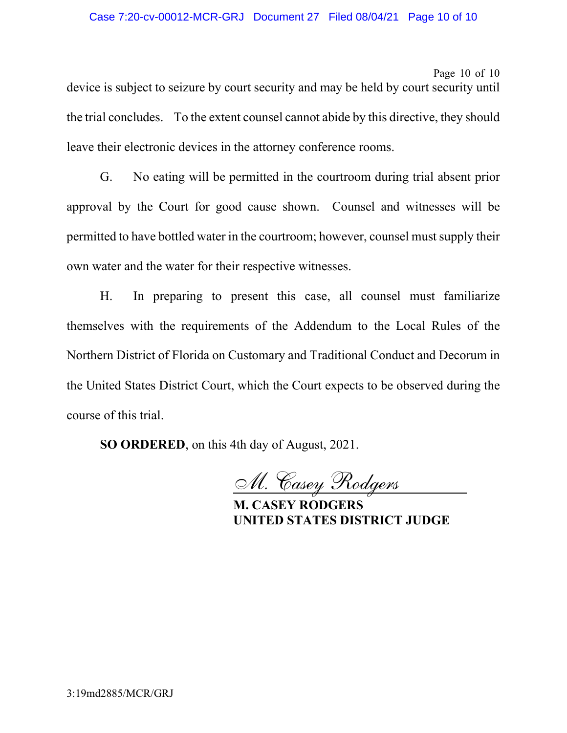device is subject to seizure by court security and may be held by court security until the trial concludes. To the extent counsel cannot abide by this directive, they should leave their electronic devices in the attorney conference rooms.

G. No eating will be permitted in the courtroom during trial absent prior approval by the Court for good cause shown. Counsel and witnesses will be permitted to have bottled water in the courtroom; however, counsel must supply their own water and the water for their respective witnesses.

H. In preparing to present this case, all counsel must familiarize themselves with the requirements of the Addendum to the Local Rules of the Northern District of Florida on Customary and Traditional Conduct and Decorum in the United States District Court, which the Court expects to be observed during the course of this trial.

**SO ORDERED**, on this 4th day of August, 2021.

*M. Casey Rodgers*

**M. CASEY RODGERS**
**UNITED STATES DISTRICT JUDGE**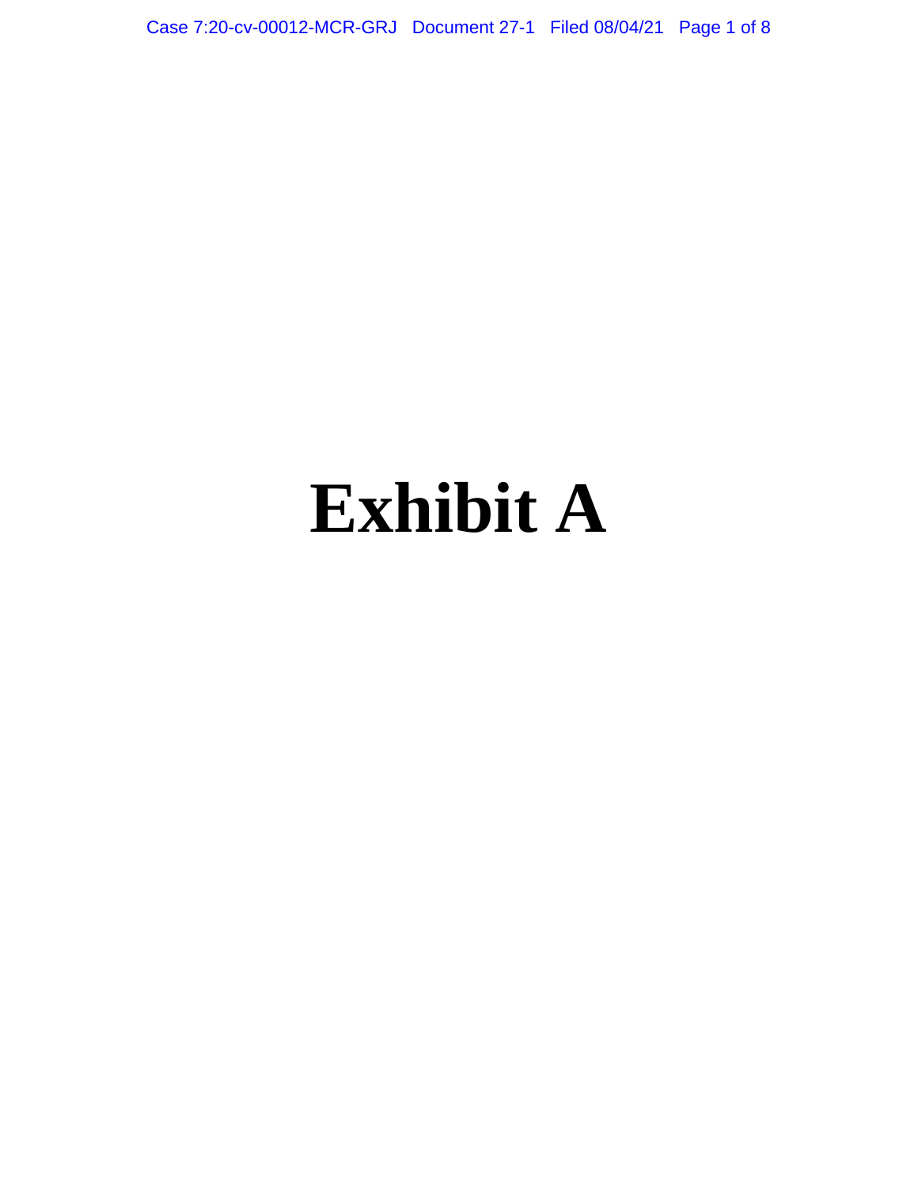# Exhibit A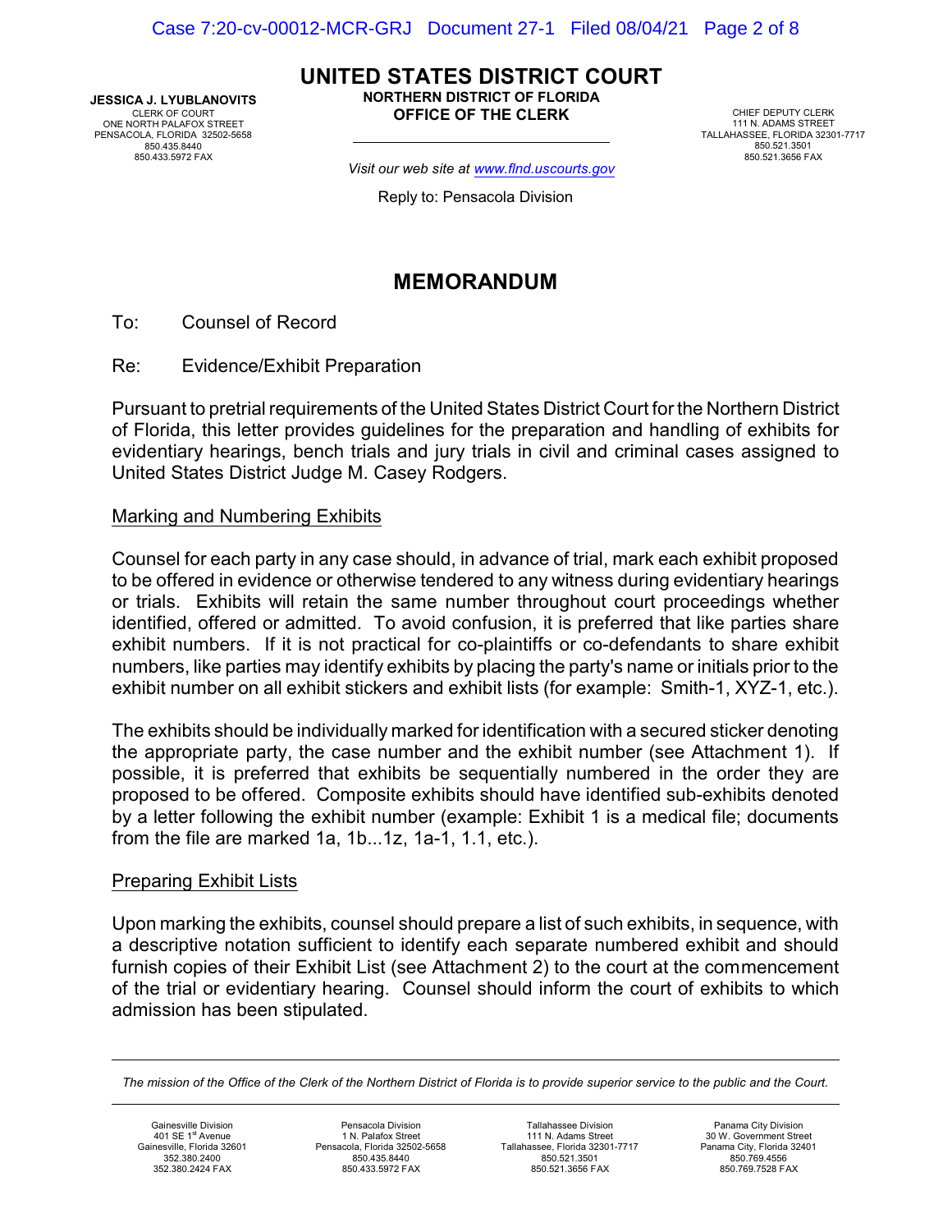**UNITED STATES DISTRICT COURT**
**NORTHERN DISTRICT OF FLORIDA**
**OFFICE OF THE CLERK**

**JESSICA J. LYUBLANOVITS**
CLERK OF COURT
ONE NORTH PALAFOX STREET
PENSACOLA, FLORIDA 32502-5658
850.435.8440
850.433.5972 FAX

CHIEF DEPUTY CLERK
111 N. ADAMS STREET
TALLAHASSEE, FLORIDA 32301-7717
850.521.3501
850.521.3656 FAX

*Visit our web site at www.flnd.uscourts.gov*

Reply to: Pensacola Division

## MEMORANDUM

To: Counsel of Record

Re: Evidence/Exhibit Preparation

Pursuant to pretrial requirements of the United States District Court for the Northern District of Florida, this letter provides guidelines for the preparation and handling of exhibits for evidentiary hearings, bench trials and jury trials in civil and criminal cases assigned to United States District Judge M. Casey Rodgers.

### Marking and Numbering Exhibits

Counsel for each party in any case should, in advance of trial, mark each exhibit proposed to be offered in evidence or otherwise tendered to any witness during evidentiary hearings or trials. Exhibits will retain the same number throughout court proceedings whether identified, offered or admitted. To avoid confusion, it is preferred that like parties share exhibit numbers. If it is not practical for co-plaintiffs or co-defendants to share exhibit numbers, like parties may identify exhibits by placing the party's name or initials prior to the exhibit number on all exhibit stickers and exhibit lists (for example: Smith-1, XYZ-1, etc.).

The exhibits should be individually marked for identification with a secured sticker denoting the appropriate party, the case number and the exhibit number (see Attachment 1). If possible, it is preferred that exhibits be sequentially numbered in the order they are proposed to be offered. Composite exhibits should have identified sub-exhibits denoted by a letter following the exhibit number (example: Exhibit 1 is a medical file; documents from the file are marked 1a, 1b...1z, 1a-1, 1.1, etc.).

### Preparing Exhibit Lists

Upon marking the exhibits, counsel should prepare a list of such exhibits, in sequence, with a descriptive notation sufficient to identify each separate numbered exhibit and should furnish copies of their Exhibit List (see Attachment 2) to the court at the commencement of the trial or evidentiary hearing. Counsel should inform the court of exhibits to which admission has been stipulated.

*The mission of the Office of the Clerk of the Northern District of Florida is to provide superior service to the public and the Court.*

| Gainesville Division | Pensacola Division | Tallahassee Division | Panama City Division |
|---|---|---|---|
| 401 SE 1st Avenue | 1 N. Palafox Street | 111 N. Adams Street | 30 W. Government Street |
| Gainesville, Florida 32601 | Pensacola, Florida 32502-5658 | Tallahassee, Florida 32301-7717 | Panama City, Florida 32401 |
| 352.380.2400 | 850.435.8440 | 850.521.3501 | 850.769.4556 |
| 352.380.2424 FAX | 850.433.5972 FAX | 850.521.3656 FAX | 850.769.7528 FAX |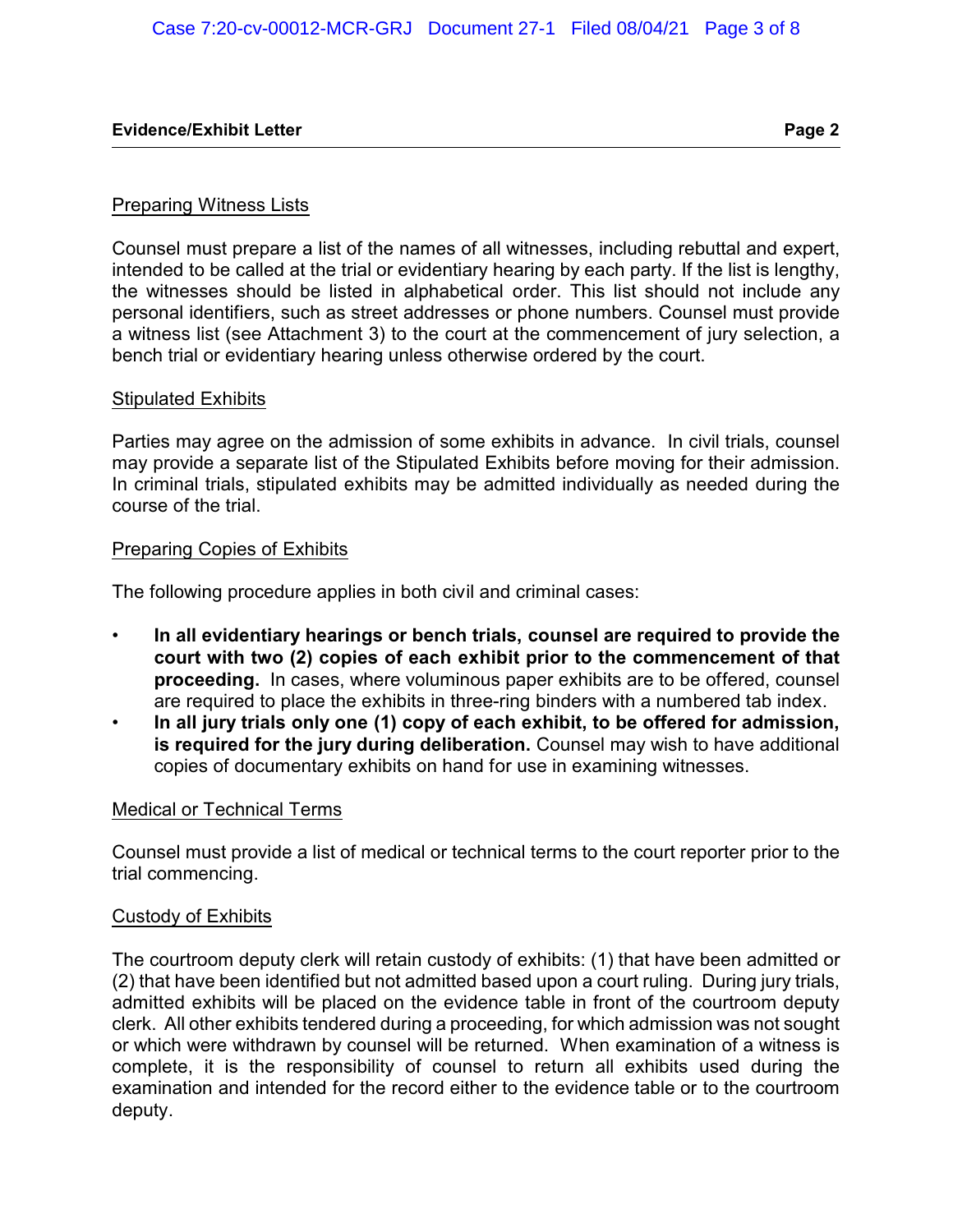## Preparing Witness Lists

Counsel must prepare a list of the names of all witnesses, including rebuttal and expert, intended to be called at the trial or evidentiary hearing by each party. If the list is lengthy, the witnesses should be listed in alphabetical order. This list should not include any personal identifiers, such as street addresses or phone numbers. Counsel must provide a witness list (see Attachment 3) to the court at the commencement of jury selection, a bench trial or evidentiary hearing unless otherwise ordered by the court.

## Stipulated Exhibits

Parties may agree on the admission of some exhibits in advance. In civil trials, counsel may provide a separate list of the Stipulated Exhibits before moving for their admission. In criminal trials, stipulated exhibits may be admitted individually as needed during the course of the trial.

## Preparing Copies of Exhibits

The following procedure applies in both civil and criminal cases:

- **In all evidentiary hearings or bench trials, counsel are required to provide the court with two (2) copies of each exhibit prior to the commencement of that proceeding.** In cases, where voluminous paper exhibits are to be offered, counsel are required to place the exhibits in three-ring binders with a numbered tab index.
- **In all jury trials only one (1) copy of each exhibit, to be offered for admission, is required for the jury during deliberation.** Counsel may wish to have additional copies of documentary exhibits on hand for use in examining witnesses.

## Medical or Technical Terms

Counsel must provide a list of medical or technical terms to the court reporter prior to the trial commencing.

## Custody of Exhibits

The courtroom deputy clerk will retain custody of exhibits: (1) that have been admitted or (2) that have been identified but not admitted based upon a court ruling. During jury trials, admitted exhibits will be placed on the evidence table in front of the courtroom deputy clerk. All other exhibits tendered during a proceeding, for which admission was not sought or which were withdrawn by counsel will be returned. When examination of a witness is complete, it is the responsibility of counsel to return all exhibits used during the examination and intended for the record either to the evidence table or to the courtroom deputy.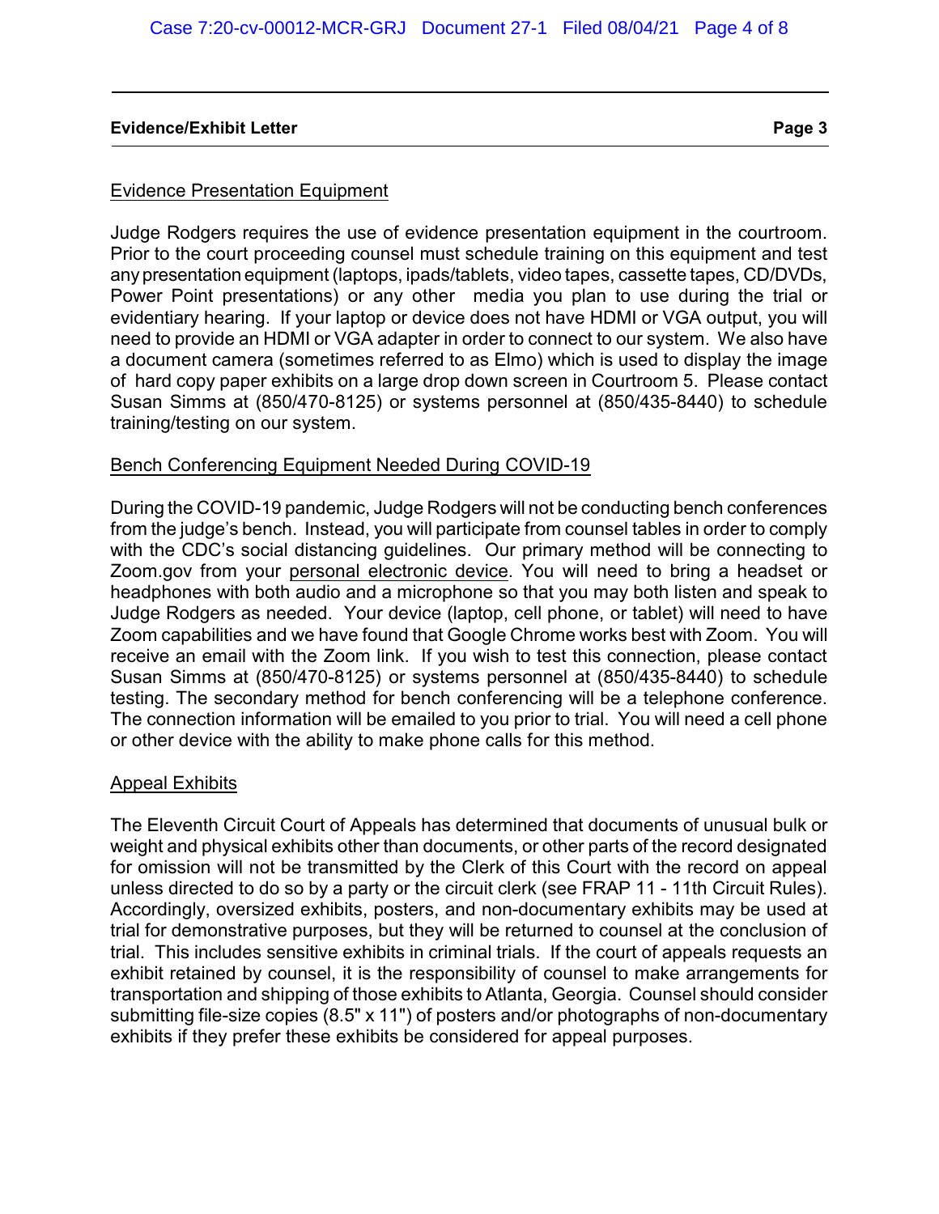### Evidence Presentation Equipment

Judge Rodgers requires the use of evidence presentation equipment in the courtroom. Prior to the court proceeding counsel must schedule training on this equipment and test any presentation equipment (laptops, ipads/tablets, video tapes, cassette tapes, CD/DVDs, Power Point presentations) or any other media you plan to use during the trial or evidentiary hearing. If your laptop or device does not have HDMI or VGA output, you will need to provide an HDMI or VGA adapter in order to connect to our system. We also have a document camera (sometimes referred to as Elmo) which is used to display the image of hard copy paper exhibits on a large drop down screen in Courtroom 5. Please contact Susan Simms at (850/470-8125) or systems personnel at (850/435-8440) to schedule training/testing on our system.

### Bench Conferencing Equipment Needed During COVID-19

During the COVID-19 pandemic, Judge Rodgers will not be conducting bench conferences from the judge's bench. Instead, you will participate from counsel tables in order to comply with the CDC's social distancing guidelines. Our primary method will be connecting to Zoom.gov from your personal electronic device. You will need to bring a headset or headphones with both audio and a microphone so that you may both listen and speak to Judge Rodgers as needed. Your device (laptop, cell phone, or tablet) will need to have Zoom capabilities and we have found that Google Chrome works best with Zoom. You will receive an email with the Zoom link. If you wish to test this connection, please contact Susan Simms at (850/470-8125) or systems personnel at (850/435-8440) to schedule testing. The secondary method for bench conferencing will be a telephone conference. The connection information will be emailed to you prior to trial. You will need a cell phone or other device with the ability to make phone calls for this method.

### Appeal Exhibits

The Eleventh Circuit Court of Appeals has determined that documents of unusual bulk or weight and physical exhibits other than documents, or other parts of the record designated for omission will not be transmitted by the Clerk of this Court with the record on appeal unless directed to do so by a party or the circuit clerk (see FRAP 11 - 11th Circuit Rules). Accordingly, oversized exhibits, posters, and non-documentary exhibits may be used at trial for demonstrative purposes, but they will be returned to counsel at the conclusion of trial. This includes sensitive exhibits in criminal trials. If the court of appeals requests an exhibit retained by counsel, it is the responsibility of counsel to make arrangements for transportation and shipping of those exhibits to Atlanta, Georgia. Counsel should consider submitting file-size copies (8.5" x 11") of posters and/or photographs of non-documentary exhibits if they prefer these exhibits be considered for appeal purposes.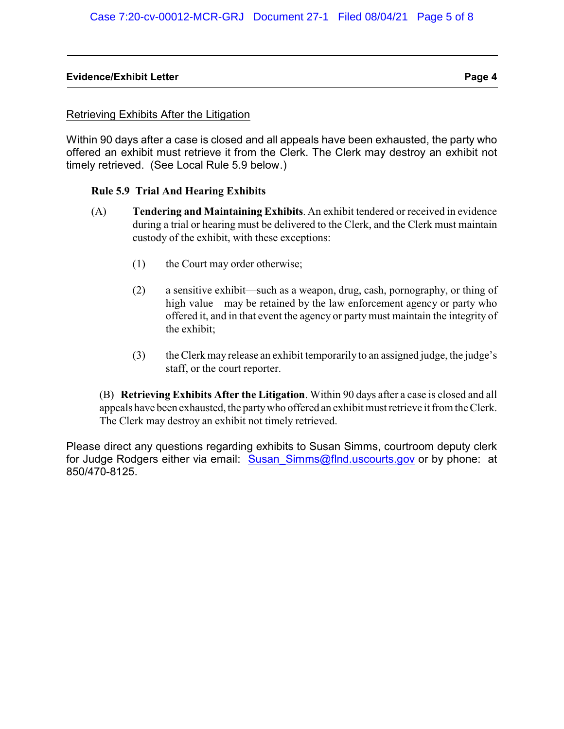Retrieving Exhibits After the Litigation

Within 90 days after a case is closed and all appeals have been exhausted, the party who offered an exhibit must retrieve it from the Clerk. The Clerk may destroy an exhibit not timely retrieved. (See Local Rule 5.9 below.)

**Rule 5.9 Trial And Hearing Exhibits**

(A) **Tendering and Maintaining Exhibits**. An exhibit tendered or received in evidence during a trial or hearing must be delivered to the Clerk, and the Clerk must maintain custody of the exhibit, with these exceptions:

(1) the Court may order otherwise;

(2) a sensitive exhibit—such as a weapon, drug, cash, pornography, or thing of high value—may be retained by the law enforcement agency or party who offered it, and in that event the agency or party must maintain the integrity of the exhibit;

(3) the Clerk may release an exhibit temporarily to an assigned judge, the judge's staff, or the court reporter.

(B) **Retrieving Exhibits After the Litigation**. Within 90 days after a case is closed and all appeals have been exhausted, the party who offered an exhibit must retrieve it from the Clerk. The Clerk may destroy an exhibit not timely retrieved.

Please direct any questions regarding exhibits to Susan Simms, courtroom deputy clerk for Judge Rodgers either via email: Susan_Simms@flnd.uscourts.gov or by phone: at 850/470-8125.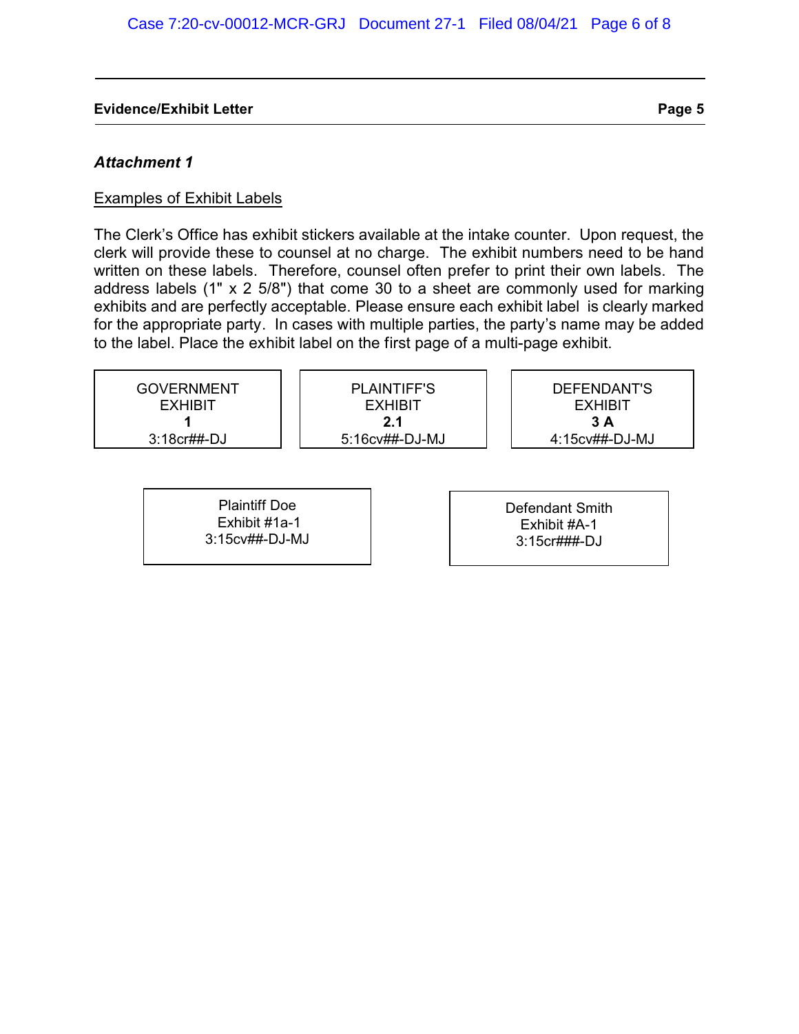*Attachment 1*

Examples of Exhibit Labels

The Clerk's Office has exhibit stickers available at the intake counter. Upon request, the clerk will provide these to counsel at no charge. The exhibit numbers need to be hand written on these labels. Therefore, counsel often prefer to print their own labels. The address labels (1" x 2 5/8") that come 30 to a sheet are commonly used for marking exhibits and are perfectly acceptable. Please ensure each exhibit label is clearly marked for the appropriate party. In cases with multiple parties, the party's name may be added to the label. Place the exhibit label on the first page of a multi-page exhibit.

| GOVERNMENT<br>EXHIBIT<br>**1**<br>3:18cr##-DJ | PLAINTIFF'S<br>EXHIBIT<br>**2.1**<br>5:16cv##-DJ-MJ | DEFENDANT'S<br>EXHIBIT<br>**3 A**<br>4:15cv##-DJ-MJ |
|---|---|---|

| Plaintiff Doe<br>Exhibit #1a-1<br>3:15cv##-DJ-MJ | Defendant Smith<br>Exhibit #A-1<br>3:15cr###-DJ |
|---|---|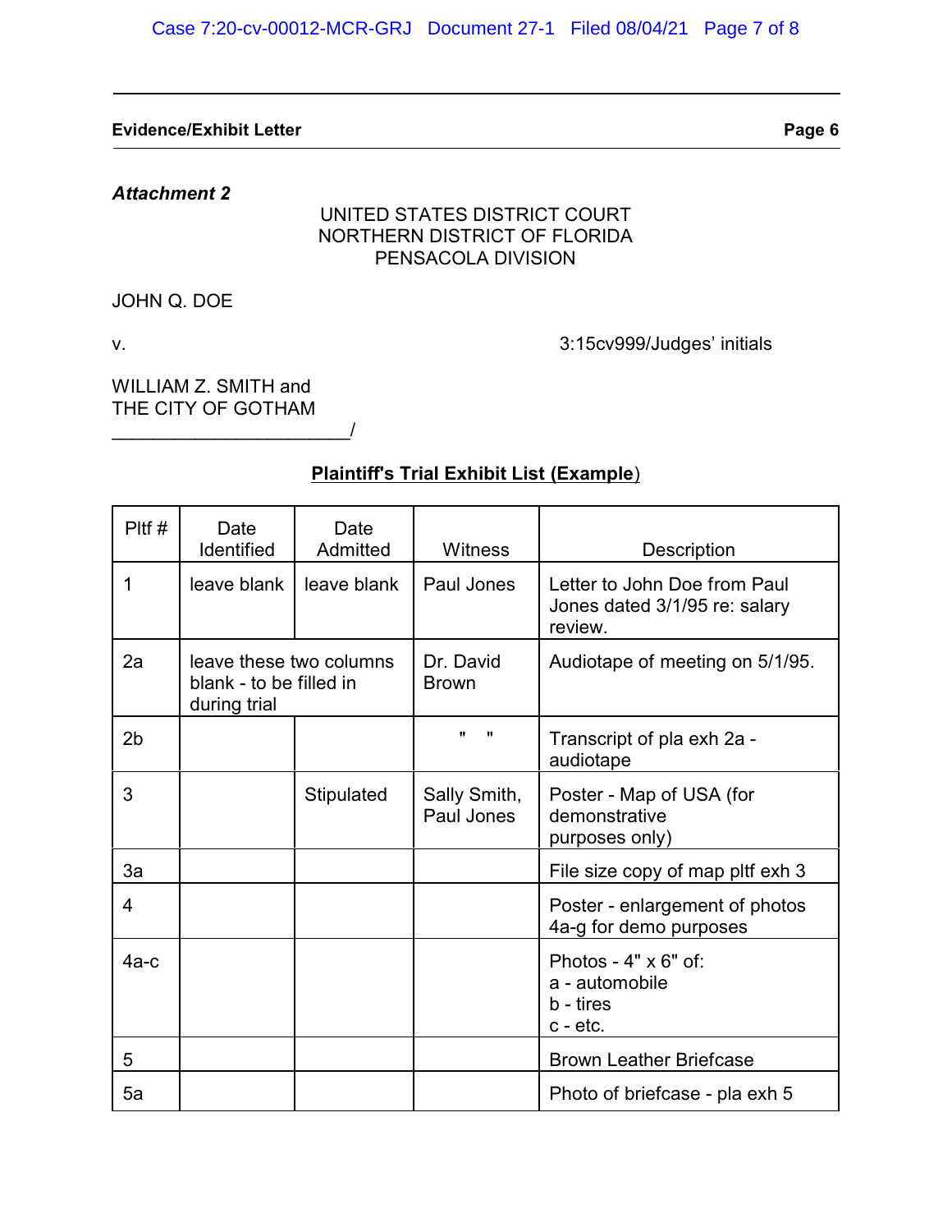**Evidence/Exhibit Letter** **Page 6**

***Attachment 2***

UNITED STATES DISTRICT COURT
NORTHERN DISTRICT OF FLORIDA
PENSACOLA DIVISION

JOHN Q. DOE

v. 3:15cv999/Judges' initials

WILLIAM Z. SMITH and
THE CITY OF GOTHAM
______________________/

**Plaintiff's Trial Exhibit List (Example)**

| Pltf # | Date Identified | Date Admitted | Witness | Description |
|---|---|---|---|---|
| 1 | leave blank | leave blank | Paul Jones | Letter to John Doe from Paul Jones dated 3/1/95 re: salary review. |
| 2a | leave these two columns blank - to be filled in during trial | | Dr. David Brown | Audiotape of meeting on 5/1/95. |
| 2b | | | " " | Transcript of pla exh 2a - audiotape |
| 3 | | Stipulated | Sally Smith, Paul Jones | Poster - Map of USA (for demonstrative purposes only) |
| 3a | | | | File size copy of map pltf exh 3 |
| 4 | | | | Poster - enlargement of photos 4a-g for demo purposes |
| 4a-c | | | | Photos - 4" x 6" of: a - automobile b - tires c - etc. |
| 5 | | | | Brown Leather Briefcase |
| 5a | | | | Photo of briefcase - pla exh 5 |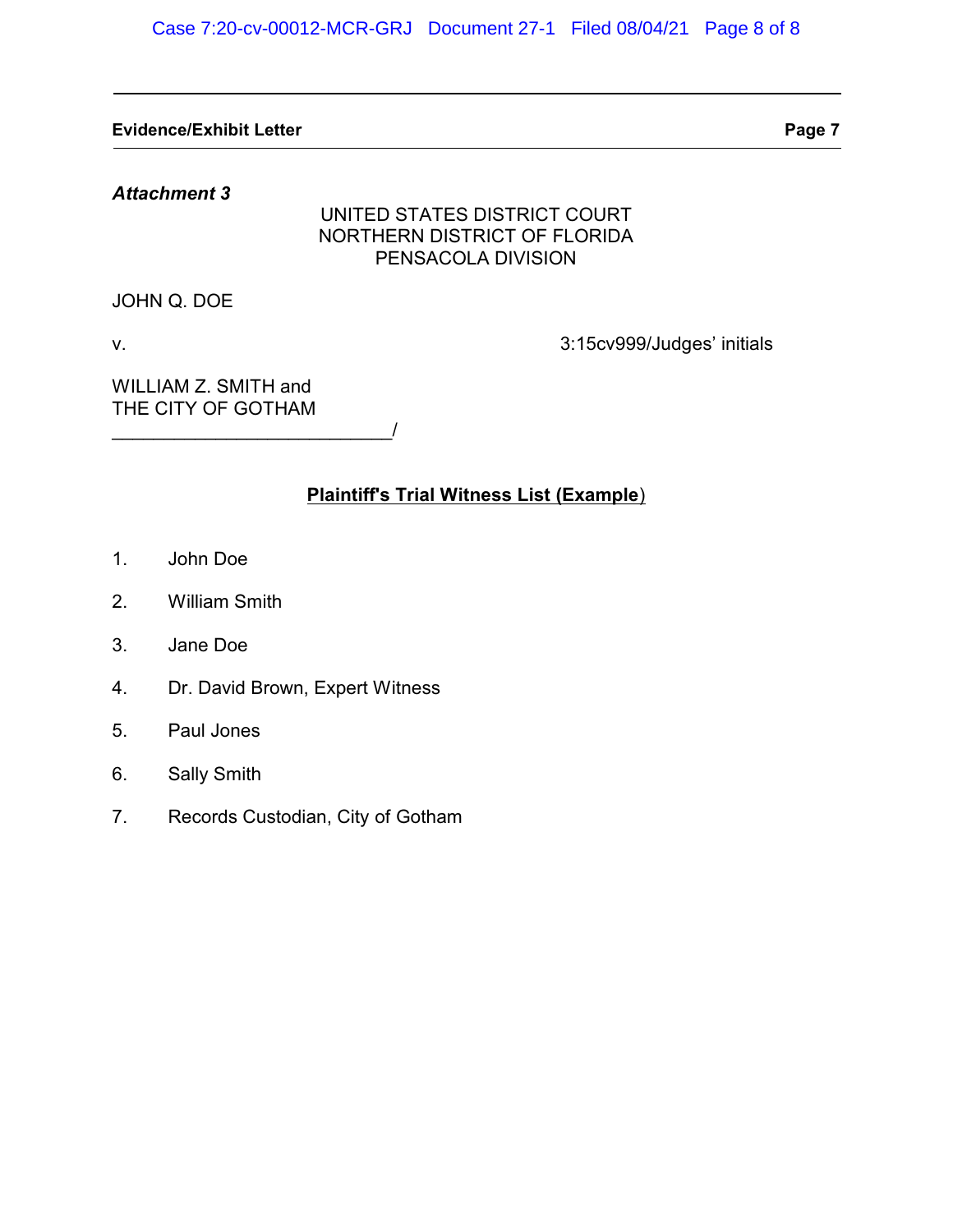*Attachment 3*

UNITED STATES DISTRICT COURT
NORTHERN DISTRICT OF FLORIDA
PENSACOLA DIVISION

JOHN Q. DOE

v. 3:15cv999/Judges' initials

WILLIAM Z. SMITH and
THE CITY OF GOTHAM
___________________________/

**Plaintiff's Trial Witness List (Example)**

1. John Doe
2. William Smith
3. Jane Doe
4. Dr. David Brown, Expert Witness
5. Paul Jones
6. Sally Smith
7. Records Custodian, City of Gotham